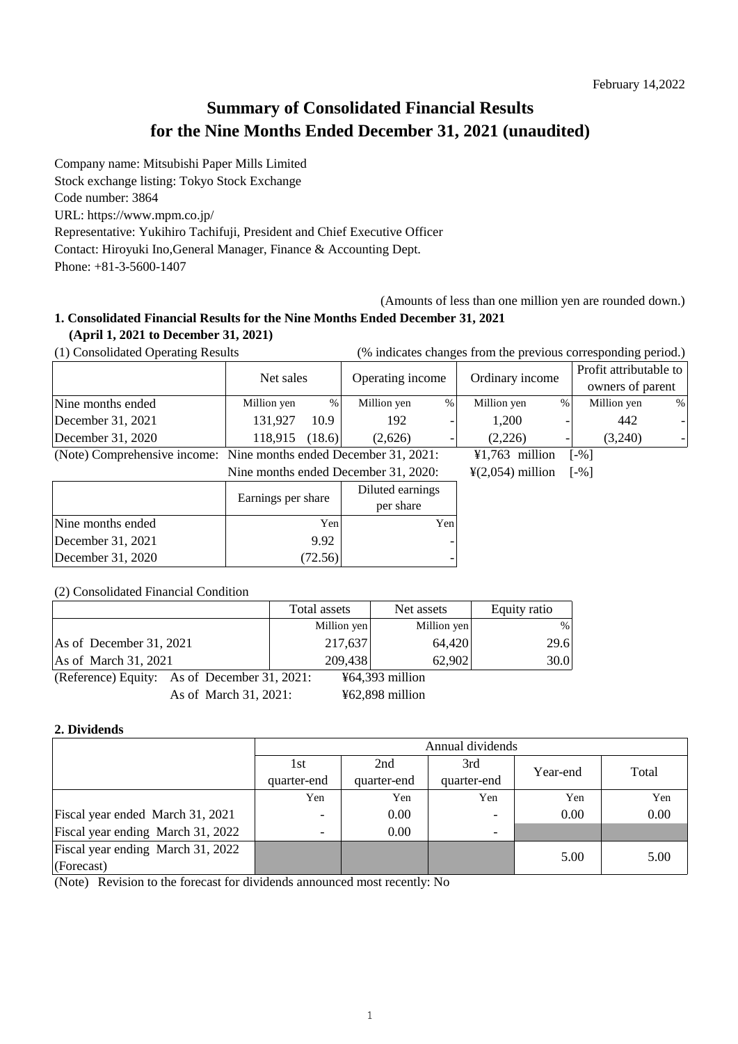February 14,2022

# Summary of Consolidated Financial Results for the Nine Months Ended December 31, 2021 (unaudited)

Company name: Mitsubishi Paper Mills Limited
Stock exchange listing: Tokyo Stock Exchange
Code number: 3864
URL: https://www.mpm.co.jp/
Representative: Yukihiro Tachifuji, President and Chief Executive Officer
Contact: Hiroyuki Ino,General Manager, Finance & Accounting Dept.
Phone: +81-3-5600-1407

(Amounts of less than one million yen are rounded down.)

### 1. Consolidated Financial Results for the Nine Months Ended December 31, 2021 (April 1, 2021 to December 31, 2021)

(1) Consolidated Operating Results (% indicates changes from the previous corresponding period.)

| | Net sales | | Operating income | | Ordinary income | | Profit attributable to owners of parent | |
|---|---|---|---|---|---|---|---|---|
| Nine months ended | Million yen | % | Million yen | % | Million yen | % | Million yen | % |
| December 31, 2021 | 131,927 | 10.9 | 192 | - | 1,200 | - | 442 | - |
| December 31, 2020 | 118,915 | (18.6) | (2,626) | - | (2,226) | - | (3,240) | - |

(Note) Comprehensive income: Nine months ended December 31, 2021: ¥1,763 million [-%]
Nine months ended December 31, 2020: ¥(2,054) million [-%]

| | Earnings per share | Diluted earnings per share |
|---|---|---|
| Nine months ended | Yen | Yen |
| December 31, 2021 | 9.92 | - |
| December 31, 2020 | (72.56) | - |

(2) Consolidated Financial Condition

| | Total assets | Net assets | Equity ratio |
|---|---|---|---|
| | Million yen | Million yen | % |
| As of December 31, 2021 | 217,637 | 64,420 | 29.6 |
| As of March 31, 2021 | 209,438 | 62,902 | 30.0 |

(Reference) Equity: As of December 31, 2021: ¥64,393 million
As of March 31, 2021: ¥62,898 million

### 2. Dividends

| | Annual dividends | | | | |
|---|---|---|---|---|---|
| | 1st quarter-end | 2nd quarter-end | 3rd quarter-end | Year-end | Total |
| | Yen | Yen | Yen | Yen | Yen |
| Fiscal year ended March 31, 2021 | - | 0.00 | - | 0.00 | 0.00 |
| Fiscal year ending March 31, 2022 | - | 0.00 | - | | |
| Fiscal year ending March 31, 2022 (Forecast) | | | | 5.00 | 5.00 |

(Note) Revision to the forecast for dividends announced most recently: No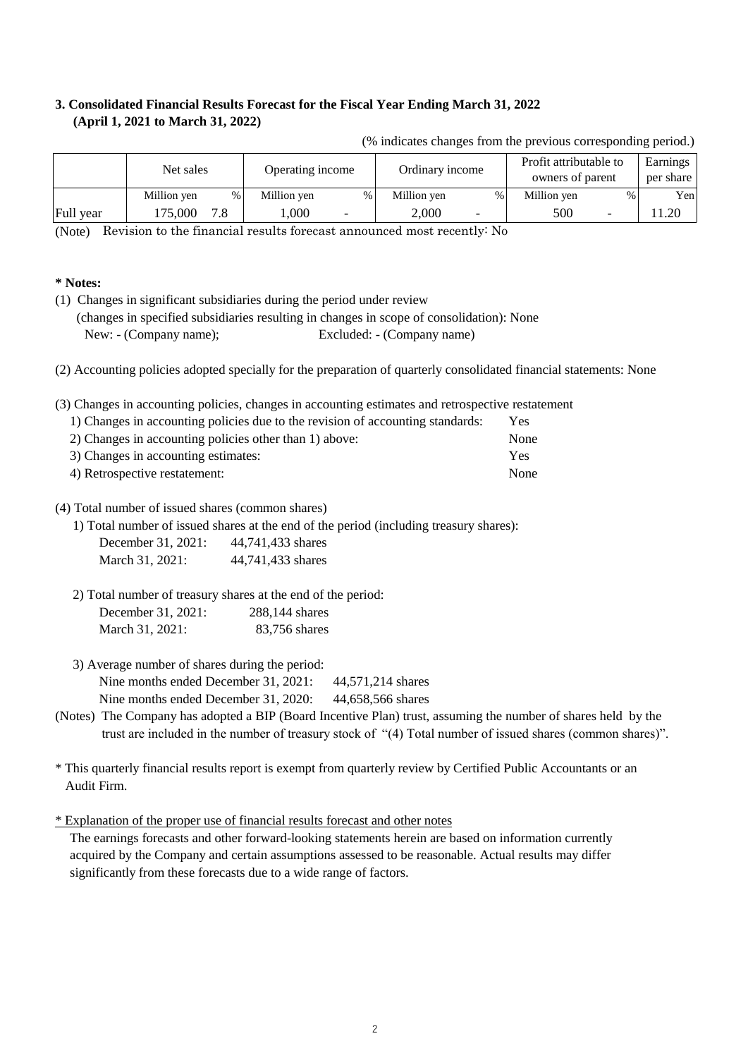### 3. Consolidated Financial Results Forecast for the Fiscal Year Ending March 31, 2022 (April 1, 2021 to March 31, 2022)

(% indicates changes from the previous corresponding period.)

| | Net sales | | Operating income | | Ordinary income | | Profit attributable to owners of parent | | Earnings per share |
|---|---|---|---|---|---|---|---|---|---|
| | Million yen | % | Million yen | % | Million yen | % | Million yen | % | Yen |
| Full year | 175,000 | 7.8 | 1,000 | - | 2,000 | - | 500 | - | 11.20 |

(Note) Revision to the financial results forecast announced most recently: No

**\* Notes:**

(1) Changes in significant subsidiaries during the period under review (changes in specified subsidiaries resulting in changes in scope of consolidation): None
New: - (Company name); Excluded: - (Company name)

(2) Accounting policies adopted specially for the preparation of quarterly consolidated financial statements: None

(3) Changes in accounting policies, changes in accounting estimates and retrospective restatement

1) Changes in accounting policies due to the revision of accounting standards: Yes
2) Changes in accounting policies other than 1) above: None
3) Changes in accounting estimates: Yes
4) Retrospective restatement: None

(4) Total number of issued shares (common shares)

1) Total number of issued shares at the end of the period (including treasury shares):
December 31, 2021: 44,741,433 shares
March 31, 2021: 44,741,433 shares

2) Total number of treasury shares at the end of the period:
December 31, 2021: 288,144 shares
March 31, 2021: 83,756 shares

3) Average number of shares during the period:
Nine months ended December 31, 2021: 44,571,214 shares
Nine months ended December 31, 2020: 44,658,566 shares

(Notes) The Company has adopted a BIP (Board Incentive Plan) trust, assuming the number of shares held by the trust are included in the number of treasury stock of "(4) Total number of issued shares (common shares)".

\* This quarterly financial results report is exempt from quarterly review by Certified Public Accountants or an Audit Firm.

\* Explanation of the proper use of financial results forecast and other notes

The earnings forecasts and other forward-looking statements herein are based on information currently acquired by the Company and certain assumptions assessed to be reasonable. Actual results may differ significantly from these forecasts due to a wide range of factors.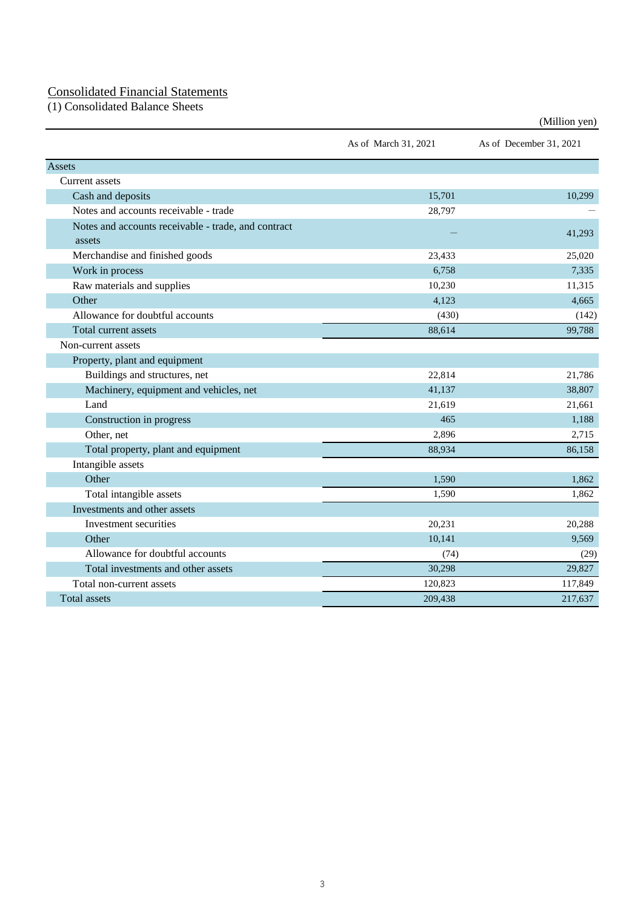# Consolidated Financial Statements

## (1) Consolidated Balance Sheets

(Million yen)

| | As of March 31, 2021 | As of December 31, 2021 |
|---|---|---|
| Assets | | |
| Current assets | | |
| Cash and deposits | 15,701 | 10,299 |
| Notes and accounts receivable - trade | 28,797 | — |
| Notes and accounts receivable - trade, and contract assets | — | 41,293 |
| Merchandise and finished goods | 23,433 | 25,020 |
| Work in process | 6,758 | 7,335 |
| Raw materials and supplies | 10,230 | 11,315 |
| Other | 4,123 | 4,665 |
| Allowance for doubtful accounts | (430) | (142) |
| Total current assets | 88,614 | 99,788 |
| Non-current assets | | |
| Property, plant and equipment | | |
| Buildings and structures, net | 22,814 | 21,786 |
| Machinery, equipment and vehicles, net | 41,137 | 38,807 |
| Land | 21,619 | 21,661 |
| Construction in progress | 465 | 1,188 |
| Other, net | 2,896 | 2,715 |
| Total property, plant and equipment | 88,934 | 86,158 |
| Intangible assets | | |
| Other | 1,590 | 1,862 |
| Total intangible assets | 1,590 | 1,862 |
| Investments and other assets | | |
| Investment securities | 20,231 | 20,288 |
| Other | 10,141 | 9,569 |
| Allowance for doubtful accounts | (74) | (29) |
| Total investments and other assets | 30,298 | 29,827 |
| Total non-current assets | 120,823 | 117,849 |
| Total assets | 209,438 | 217,637 |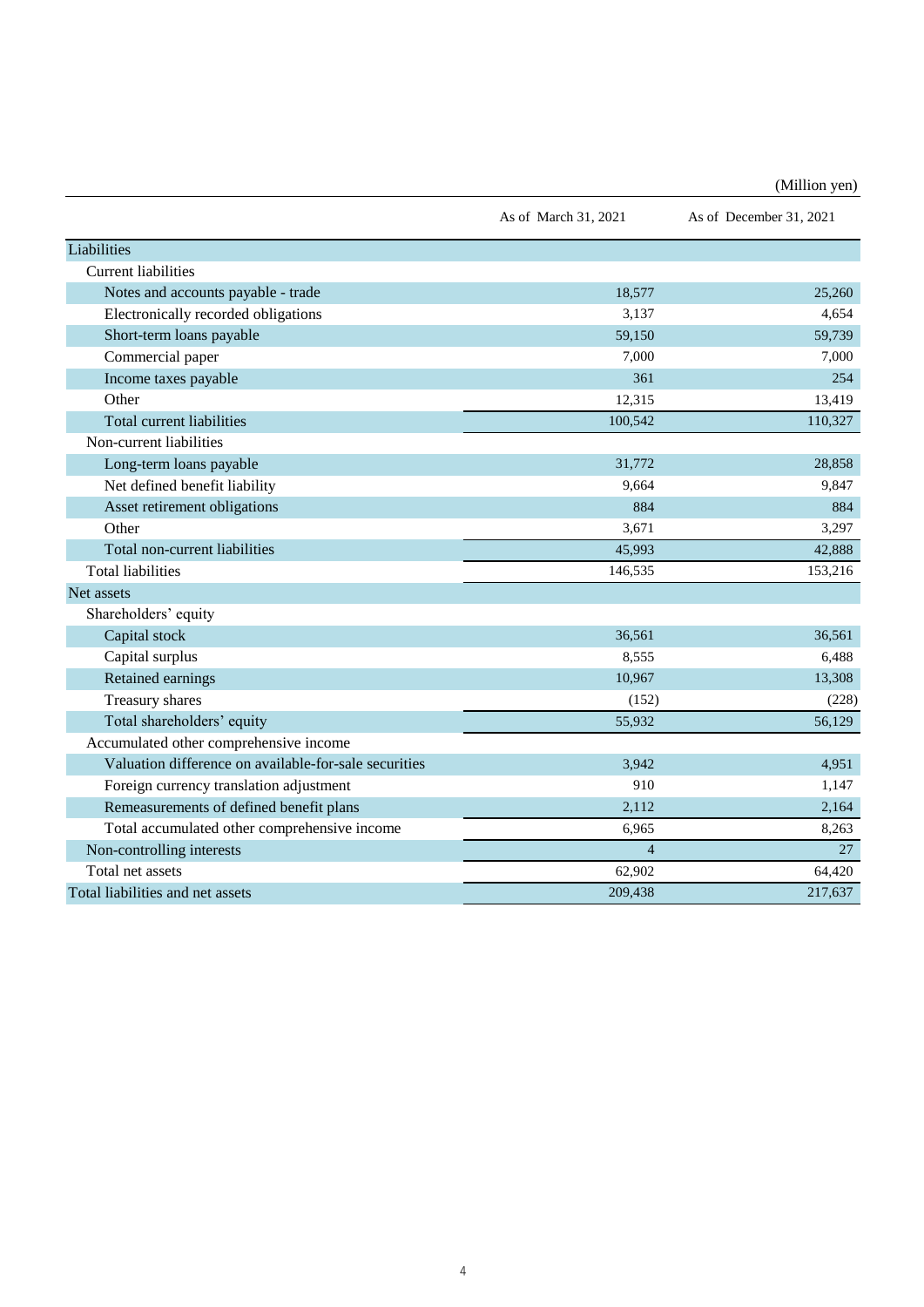(Million yen)

| | As of March 31, 2021 | As of December 31, 2021 |
|---|---|---|
| Liabilities | | |
| Current liabilities | | |
| Notes and accounts payable - trade | 18,577 | 25,260 |
| Electronically recorded obligations | 3,137 | 4,654 |
| Short-term loans payable | 59,150 | 59,739 |
| Commercial paper | 7,000 | 7,000 |
| Income taxes payable | 361 | 254 |
| Other | 12,315 | 13,419 |
| Total current liabilities | 100,542 | 110,327 |
| Non-current liabilities | | |
| Long-term loans payable | 31,772 | 28,858 |
| Net defined benefit liability | 9,664 | 9,847 |
| Asset retirement obligations | 884 | 884 |
| Other | 3,671 | 3,297 |
| Total non-current liabilities | 45,993 | 42,888 |
| Total liabilities | 146,535 | 153,216 |
| Net assets | | |
| Shareholders' equity | | |
| Capital stock | 36,561 | 36,561 |
| Capital surplus | 8,555 | 6,488 |
| Retained earnings | 10,967 | 13,308 |
| Treasury shares | (152) | (228) |
| Total shareholders' equity | 55,932 | 56,129 |
| Accumulated other comprehensive income | | |
| Valuation difference on available-for-sale securities | 3,942 | 4,951 |
| Foreign currency translation adjustment | 910 | 1,147 |
| Remeasurements of defined benefit plans | 2,112 | 2,164 |
| Total accumulated other comprehensive income | 6,965 | 8,263 |
| Non-controlling interests | 4 | 27 |
| Total net assets | 62,902 | 64,420 |
| Total liabilities and net assets | 209,438 | 217,637 |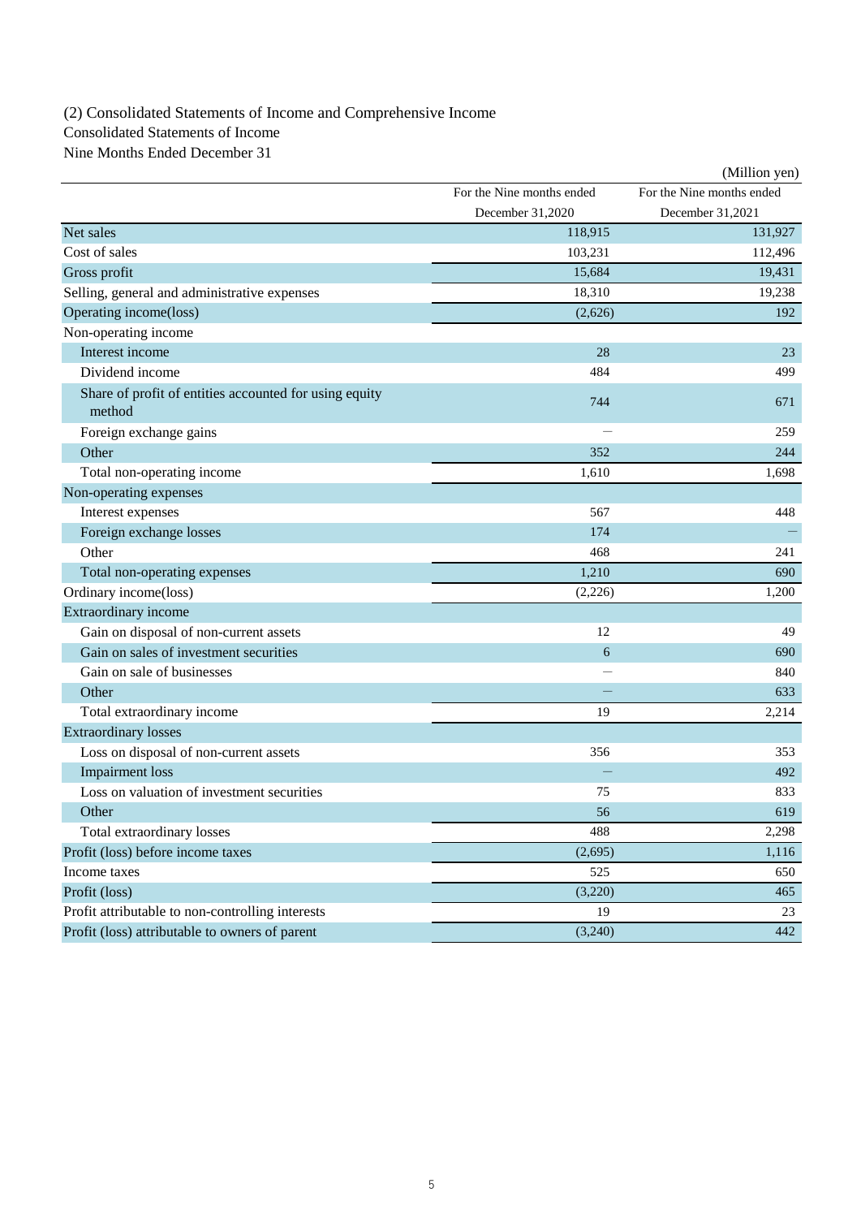## (2) Consolidated Statements of Income and Comprehensive Income

### Consolidated Statements of Income

### Nine Months Ended December 31

(Million yen)

| | For the Nine months ended December 31,2020 | For the Nine months ended December 31,2021 |
|---|---|---|
| Net sales | 118,915 | 131,927 |
| Cost of sales | 103,231 | 112,496 |
| Gross profit | 15,684 | 19,431 |
| Selling, general and administrative expenses | 18,310 | 19,238 |
| Operating income(loss) | (2,626) | 192 |
| Non-operating income | | |
| Interest income | 28 | 23 |
| Dividend income | 484 | 499 |
| Share of profit of entities accounted for using equity method | 744 | 671 |
| Foreign exchange gains | — | 259 |
| Other | 352 | 244 |
| Total non-operating income | 1,610 | 1,698 |
| Non-operating expenses | | |
| Interest expenses | 567 | 448 |
| Foreign exchange losses | 174 | — |
| Other | 468 | 241 |
| Total non-operating expenses | 1,210 | 690 |
| Ordinary income(loss) | (2,226) | 1,200 |
| Extraordinary income | | |
| Gain on disposal of non-current assets | 12 | 49 |
| Gain on sales of investment securities | 6 | 690 |
| Gain on sale of businesses | — | 840 |
| Other | — | 633 |
| Total extraordinary income | 19 | 2,214 |
| Extraordinary losses | | |
| Loss on disposal of non-current assets | 356 | 353 |
| Impairment loss | — | 492 |
| Loss on valuation of investment securities | 75 | 833 |
| Other | 56 | 619 |
| Total extraordinary losses | 488 | 2,298 |
| Profit (loss) before income taxes | (2,695) | 1,116 |
| Income taxes | 525 | 650 |
| Profit (loss) | (3,220) | 465 |
| Profit attributable to non-controlling interests | 19 | 23 |
| Profit (loss) attributable to owners of parent | (3,240) | 442 |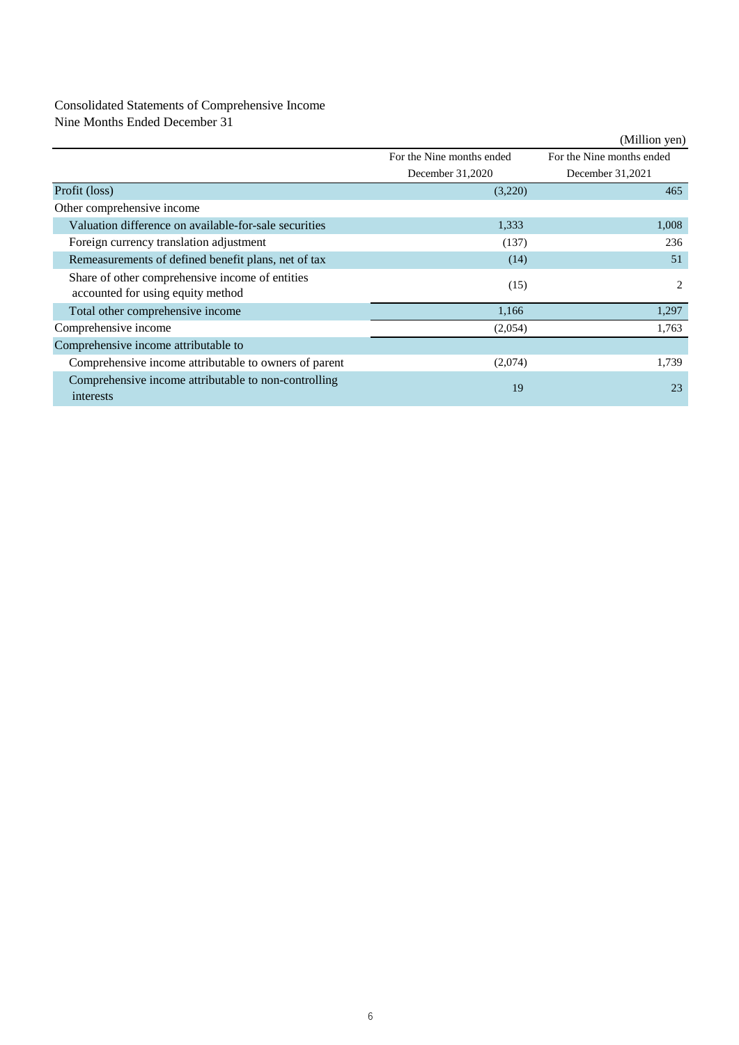Consolidated Statements of Comprehensive Income
Nine Months Ended December 31

(Million yen)

| | For the Nine months ended December 31,2020 | For the Nine months ended December 31,2021 |
|---|---|---|
| Profit (loss) | (3,220) | 465 |
| Other comprehensive income | | |
| Valuation difference on available-for-sale securities | 1,333 | 1,008 |
| Foreign currency translation adjustment | (137) | 236 |
| Remeasurements of defined benefit plans, net of tax | (14) | 51 |
| Share of other comprehensive income of entities accounted for using equity method | (15) | 2 |
| Total other comprehensive income | 1,166 | 1,297 |
| Comprehensive income | (2,054) | 1,763 |
| Comprehensive income attributable to | | |
| Comprehensive income attributable to owners of parent | (2,074) | 1,739 |
| Comprehensive income attributable to non-controlling interests | 19 | 23 |